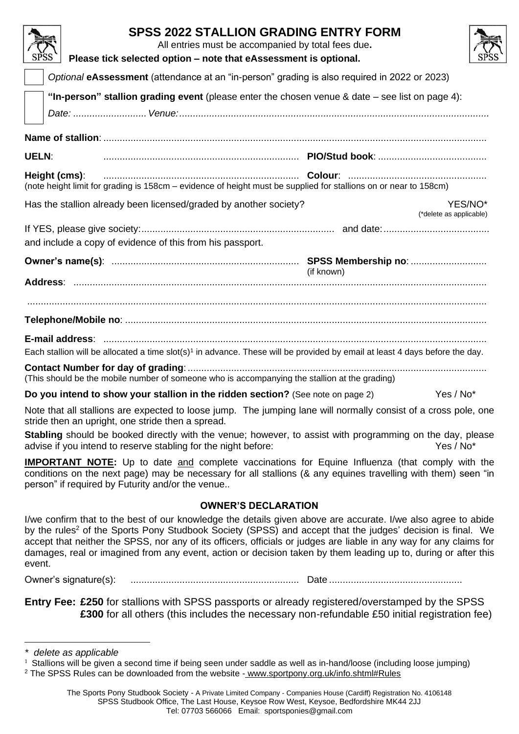# SPSS 2022 STALLION GRADING ENTRY FORM

All entries must be accompanied by total fees due**.**

**Please tick selected option – note that eAssessment is optional.**

☐ *Optional* **eAssessment** (attendance at an "in-person" grading is also required in 2022 or 2023)

☐ **"In-person" stallion grading event** (please enter the chosen venue & date – see list on page 4):
*Date: ........................... Venue:.................................................................................................................*

**Name of stallion**: ............................................................................................................................................

**UELN**: ....................................................................... **PIO/Stud book**: ........................................

**Height (cms)**: ....................................................................... **Colour**: ...................................................
(note height limit for grading is 158cm – evidence of height must be supplied for stallions on or near to 158cm)

Has the stallion already been licensed/graded by another society? YES/NO* (*delete as applicable)

If YES, please give society:...................................................................... and date:.......................................
and include a copy of evidence of this from his passport.

**Owner's name(s)**: .................................................................... **SPSS Membership no**: ............................ (if known)

**Address**: .......................................................................................................................................................

.......................................................................................................................................................................

**Telephone/Mobile no**: ....................................................................................................................................

**E-mail address**: ............................................................................................................................................

Each stallion will be allocated a time slot(s)[1] in advance. These will be provided by email at least 4 days before the day.

**Contact Number for day of grading**: ..............................................................................................................
(This should be the mobile number of someone who is accompanying the stallion at the grading)

**Do you intend to show your stallion in the ridden section?** (See note on page 2) Yes / No*

Note that all stallions are expected to loose jump. The jumping lane will normally consist of a cross pole, one stride then an upright, one stride then a spread.

**Stabling** should be booked directly with the venue; however, to assist with programming on the day, please advise if you intend to reserve stabling for the night before: Yes / No*

**IMPORTANT NOTE:** Up to date and complete vaccinations for Equine Influenza (that comply with the conditions on the next page) may be necessary for all stallions (& any equines travelling with them) seen "in person" if required by Futurity and/or the venue..

### OWNER'S DECLARATION

I/we confirm that to the best of our knowledge the details given above are accurate. I/we also agree to abide by the rules[2] of the Sports Pony Studbook Society (SPSS) and accept that the judges' decision is final. We accept that neither the SPSS, nor any of its officers, officials or judges are liable in any way for any claims for damages, real or imagined from any event, action or decision taken by them leading up to, during or after this event.

Owner's signature(s): .............................................................. Date .................................................

**Entry Fee: £250** for stallions with SPSS passports or already registered/overstamped by the SPSS
**£300** for all others (this includes the necessary non-refundable £50 initial registration fee)

---

*\* delete as applicable*

[1] Stallions will be given a second time if being seen under saddle as well as in-hand/loose (including loose jumping)

[2] The SPSS Rules can be downloaded from the website - www.sportpony.org.uk/info.shtml#Rules

The Sports Pony Studbook Society - A Private Limited Company - Companies House (Cardiff) Registration No. 4106148
SPSS Studbook Office, The Last House, Keysoe Row West, Keysoe, Bedfordshire MK44 2JJ
Tel: 07703 566066 Email: sportsponies@gmail.com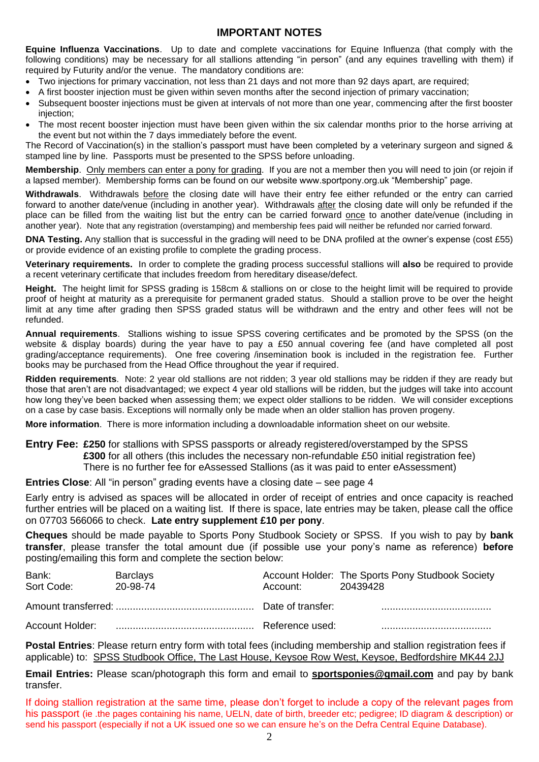## IMPORTANT NOTES

**Equine Influenza Vaccinations**. Up to date and complete vaccinations for Equine Influenza (that comply with the following conditions) may be necessary for all stallions attending "in person" (and any equines travelling with them) if required by Futurity and/or the venue. The mandatory conditions are:

- Two injections for primary vaccination, not less than 21 days and not more than 92 days apart, are required;
- A first booster injection must be given within seven months after the second injection of primary vaccination;
- Subsequent booster injections must be given at intervals of not more than one year, commencing after the first booster injection;
- The most recent booster injection must have been given within the six calendar months prior to the horse arriving at the event but not within the 7 days immediately before the event.

The Record of Vaccination(s) in the stallion's passport must have been completed by a veterinary surgeon and signed & stamped line by line. Passports must be presented to the SPSS before unloading.

**Membership**. Only members can enter a pony for grading. If you are not a member then you will need to join (or rejoin if a lapsed member). Membership forms can be found on our website www.sportpony.org.uk "Membership" page.

**Withdrawals**. Withdrawals before the closing date will have their entry fee either refunded or the entry can carried forward to another date/venue (including in another year). Withdrawals after the closing date will only be refunded if the place can be filled from the waiting list but the entry can be carried forward once to another date/venue (including in another year). Note that any registration (overstamping) and membership fees paid will neither be refunded nor carried forward.

**DNA Testing.** Any stallion that is successful in the grading will need to be DNA profiled at the owner's expense (cost £55) or provide evidence of an existing profile to complete the grading process.

**Veterinary requirements.** In order to complete the grading process successful stallions will **also** be required to provide a recent veterinary certificate that includes freedom from hereditary disease/defect.

**Height.** The height limit for SPSS grading is 158cm & stallions on or close to the height limit will be required to provide proof of height at maturity as a prerequisite for permanent graded status. Should a stallion prove to be over the height limit at any time after grading then SPSS graded status will be withdrawn and the entry and other fees will not be refunded.

**Annual requirements**. Stallions wishing to issue SPSS covering certificates and be promoted by the SPSS (on the website & display boards) during the year have to pay a £50 annual covering fee (and have completed all post grading/acceptance requirements). One free covering /insemination book is included in the registration fee. Further books may be purchased from the Head Office throughout the year if required.

**Ridden requirements**. Note: 2 year old stallions are not ridden; 3 year old stallions may be ridden if they are ready but those that aren't are not disadvantaged; we expect 4 year old stallions will be ridden, but the judges will take into account how long they've been backed when assessing them; we expect older stallions to be ridden. We will consider exceptions on a case by case basis. Exceptions will normally only be made when an older stallion has proven progeny.

**More information**. There is more information including a downloadable information sheet on our website.

**Entry Fee: £250** for stallions with SPSS passports or already registered/overstamped by the SPSS
**£300** for all others (this includes the necessary non-refundable £50 initial registration fee)
There is no further fee for eAssessed Stallions (as it was paid to enter eAssessment)

**Entries Close**: All "in person" grading events have a closing date – see page 4

Early entry is advised as spaces will be allocated in order of receipt of entries and once capacity is reached further entries will be placed on a waiting list. If there is space, late entries may be taken, please call the office on 07703 566066 to check. **Late entry supplement £10 per pony**.

**Cheques** should be made payable to Sports Pony Studbook Society or SPSS. If you wish to pay by **bank transfer**, please transfer the total amount due (if possible use your pony's name as reference) **before** posting/emailing this form and complete the section below:

| | | | |
|---|---|---|---|
| Bank: | Barclays | Account Holder: | The Sports Pony Studbook Society |
| Sort Code: | 20-98-74 | Account: | 20439428 |
| Amount transferred: | ................................................. | Date of transfer: | ....................................... |
| Account Holder: | ................................................. | Reference used: | ....................................... |

**Postal Entries**: Please return entry form with total fees (including membership and stallion registration fees if applicable) to: SPSS Studbook Office, The Last House, Keysoe Row West, Keysoe, Bedfordshire MK44 2JJ

**Email Entries:** Please scan/photograph this form and email to **sportsponies@gmail.com** and pay by bank transfer.

If doing stallion registration at the same time, please don't forget to include a copy of the relevant pages from his passport (ie .the pages containing his name, UELN, date of birth, breeder etc; pedigree; ID diagram & description) or send his passport (especially if not a UK issued one so we can ensure he's on the Defra Central Equine Database).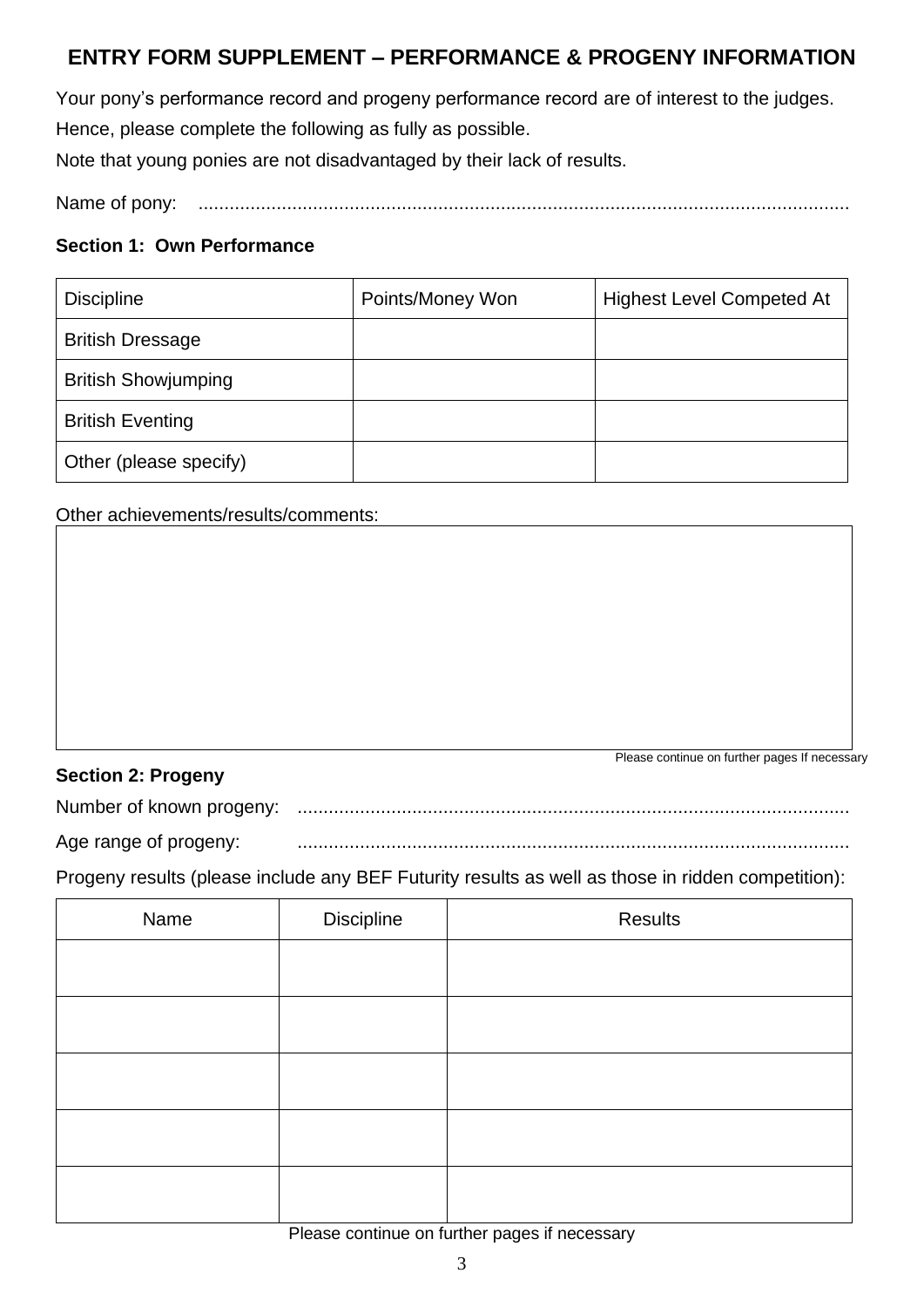## ENTRY FORM SUPPLEMENT – PERFORMANCE & PROGENY INFORMATION

Your pony's performance record and progeny performance record are of interest to the judges. Hence, please complete the following as fully as possible.

Note that young ponies are not disadvantaged by their lack of results.

Name of pony: ..........................................................................................................................

### Section 1: Own Performance

| Discipline | Points/Money Won | Highest Level Competed At |
|---|---|---|
| British Dressage | | |
| British Showjumping | | |
| British Eventing | | |
| Other (please specify) | | |

Other achievements/results/comments:

| |
|---|
| |

Please continue on further pages If necessary

### Section 2: Progeny

Number of known progeny: ........................................................................................................

Age range of progeny: ........................................................................................................

Progeny results (please include any BEF Futurity results as well as those in ridden competition):

| Name | Discipline | Results |
|---|---|---|
| | | |
| | | |
| | | |
| | | |
| | | |

Please continue on further pages if necessary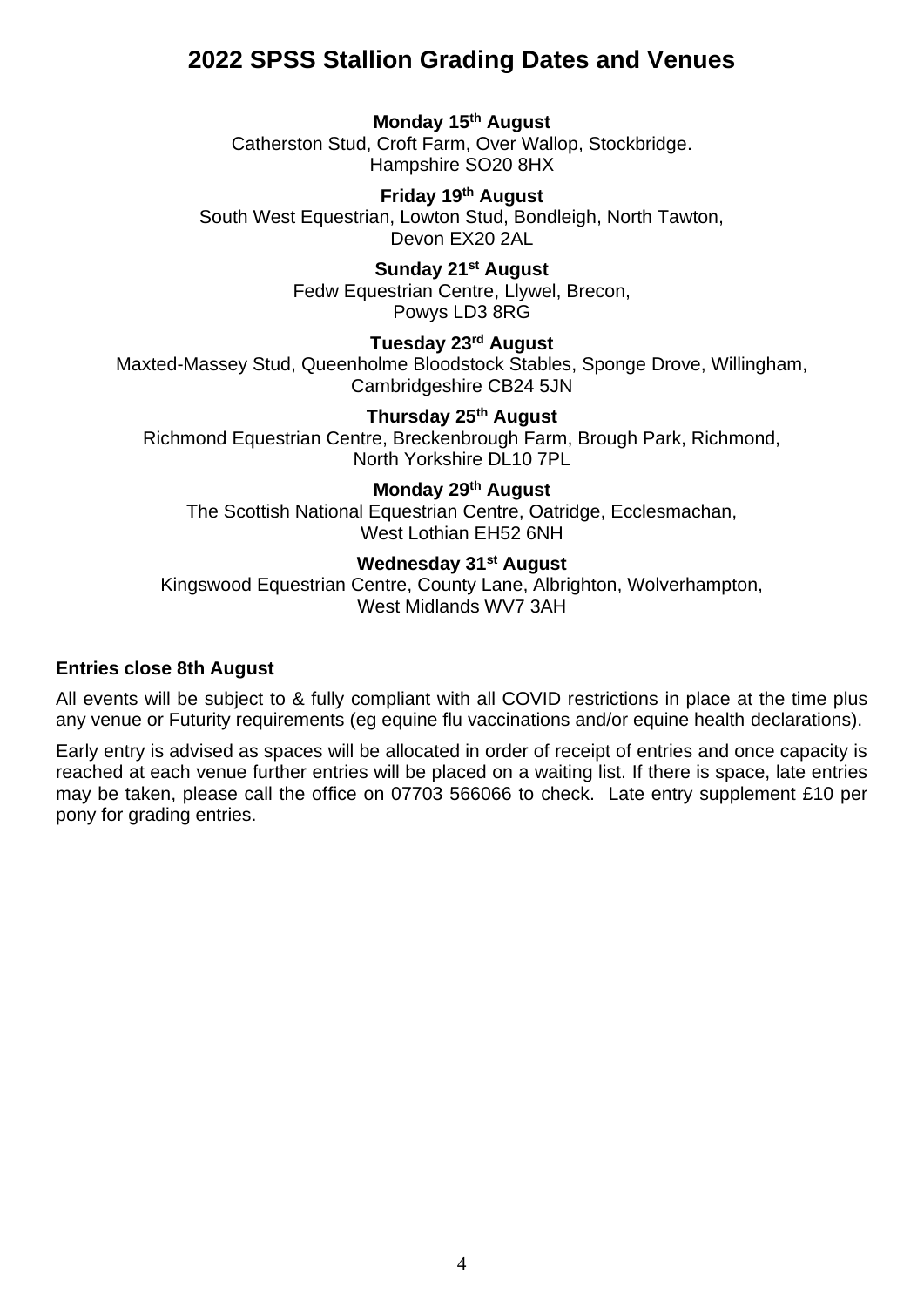# 2022 SPSS Stallion Grading Dates and Venues

**Monday 15th August**
Catherston Stud, Croft Farm, Over Wallop, Stockbridge.
Hampshire SO20 8HX

**Friday 19th August**
South West Equestrian, Lowton Stud, Bondleigh, North Tawton,
Devon EX20 2AL

**Sunday 21st August**
Fedw Equestrian Centre, Llywel, Brecon,
Powys LD3 8RG

**Tuesday 23rd August**
Maxted-Massey Stud, Queenholme Bloodstock Stables, Sponge Drove, Willingham,
Cambridgeshire CB24 5JN

**Thursday 25th August**
Richmond Equestrian Centre, Breckenbrough Farm, Brough Park, Richmond,
North Yorkshire DL10 7PL

**Monday 29th August**
The Scottish National Equestrian Centre, Oatridge, Ecclesmachan,
West Lothian EH52 6NH

**Wednesday 31st August**
Kingswood Equestrian Centre, County Lane, Albrighton, Wolverhampton,
West Midlands WV7 3AH

**Entries close 8th August**

All events will be subject to & fully compliant with all COVID restrictions in place at the time plus any venue or Futurity requirements (eg equine flu vaccinations and/or equine health declarations).

Early entry is advised as spaces will be allocated in order of receipt of entries and once capacity is reached at each venue further entries will be placed on a waiting list. If there is space, late entries may be taken, please call the office on 07703 566066 to check. Late entry supplement £10 per pony for grading entries.